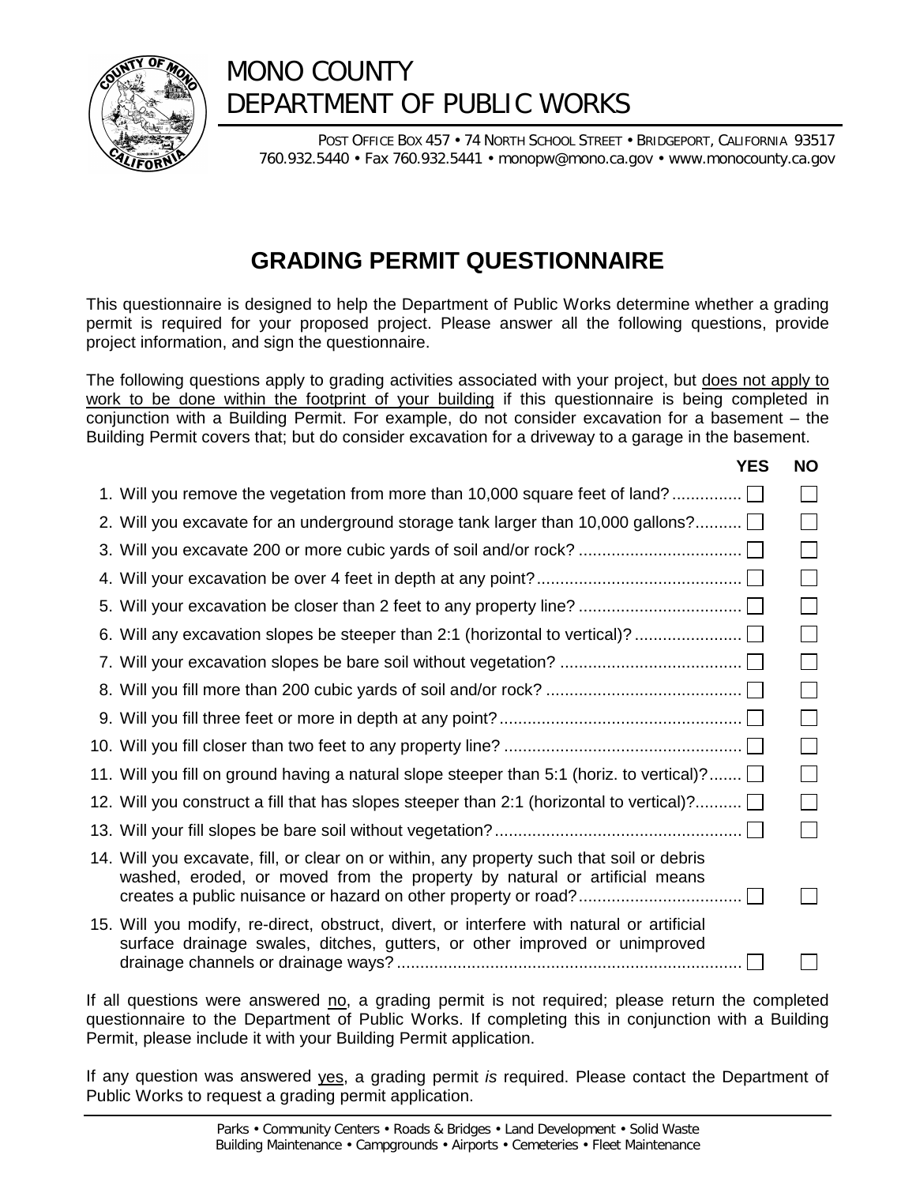# MONO COUNTY
# DEPARTMENT OF PUBLIC WORKS

POST OFFICE BOX 457 • 74 NORTH SCHOOL STREET • BRIDGEPORT, CALIFORNIA 93517
760.932.5440 • Fax 760.932.5441 • monopw@mono.ca.gov • www.monocounty.ca.gov

## GRADING PERMIT QUESTIONNAIRE

This questionnaire is designed to help the Department of Public Works determine whether a grading permit is required for your proposed project. Please answer all the following questions, provide project information, and sign the questionnaire.

The following questions apply to grading activities associated with your project, but does not apply to work to be done within the footprint of your building if this questionnaire is being completed in conjunction with a Building Permit. For example, do not consider excavation for a basement – the Building Permit covers that; but do consider excavation for a driveway to a garage in the basement.

| | YES | NO |
|---|---|---|
| 1. Will you remove the vegetation from more than 10,000 square feet of land? | ☐ | ☐ |
| 2. Will you excavate for an underground storage tank larger than 10,000 gallons? | ☐ | ☐ |
| 3. Will you excavate 200 or more cubic yards of soil and/or rock? | ☐ | ☐ |
| 4. Will your excavation be over 4 feet in depth at any point? | ☐ | ☐ |
| 5. Will your excavation be closer than 2 feet to any property line? | ☐ | ☐ |
| 6. Will any excavation slopes be steeper than 2:1 (horizontal to vertical)? | ☐ | ☐ |
| 7. Will your excavation slopes be bare soil without vegetation? | ☐ | ☐ |
| 8. Will you fill more than 200 cubic yards of soil and/or rock? | ☐ | ☐ |
| 9. Will you fill three feet or more in depth at any point? | ☐ | ☐ |
| 10. Will you fill closer than two feet to any property line? | ☐ | ☐ |
| 11. Will you fill on ground having a natural slope steeper than 5:1 (horiz. to vertical)? | ☐ | ☐ |
| 12. Will you construct a fill that has slopes steeper than 2:1 (horizontal to vertical)? | ☐ | ☐ |
| 13. Will your fill slopes be bare soil without vegetation? | ☐ | ☐ |
| 14. Will you excavate, fill, or clear on or within, any property such that soil or debris washed, eroded, or moved from the property by natural or artificial means creates a public nuisance or hazard on other property or road? | ☐ | ☐ |
| 15. Will you modify, re-direct, obstruct, divert, or interfere with natural or artificial surface drainage swales, ditches, gutters, or other improved or unimproved drainage channels or drainage ways? | ☐ | ☐ |

If all questions were answered no, a grading permit is not required; please return the completed questionnaire to the Department of Public Works. If completing this in conjunction with a Building Permit, please include it with your Building Permit application.

If any question was answered yes, a grading permit *is* required. Please contact the Department of Public Works to request a grading permit application.

Parks • Community Centers • Roads & Bridges • Land Development • Solid Waste
Building Maintenance • Campgrounds • Airports • Cemeteries • Fleet Maintenance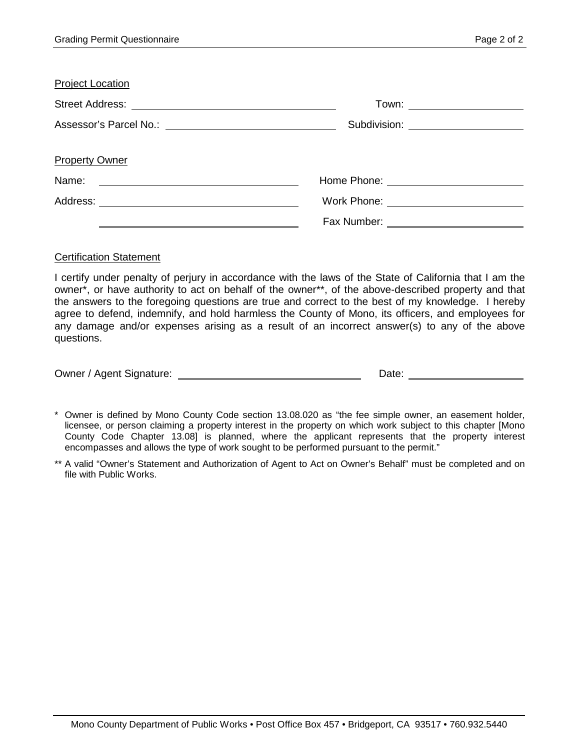Project Location

Street Address: \_\_\_\_\_\_\_\_\_\_\_\_\_\_\_\_\_\_\_\_\_\_\_\_\_\_\_\_\_\_\_\_ Town: \_\_\_\_\_\_\_\_\_\_\_\_\_\_\_\_\_\_\_\_

Assessor's Parcel No.: \_\_\_\_\_\_\_\_\_\_\_\_\_\_\_\_\_\_\_\_\_\_\_\_\_\_\_\_ Subdivision: \_\_\_\_\_\_\_\_\_\_\_\_\_\_\_\_\_\_\_\_

Property Owner

Name: \_\_\_\_\_\_\_\_\_\_\_\_\_\_\_\_\_\_\_\_\_\_\_\_\_\_\_\_\_\_\_\_ Home Phone: \_\_\_\_\_\_\_\_\_\_\_\_\_\_\_\_\_\_\_\_

Address: \_\_\_\_\_\_\_\_\_\_\_\_\_\_\_\_\_\_\_\_\_\_\_\_\_\_\_\_\_\_\_\_ Work Phone: \_\_\_\_\_\_\_\_\_\_\_\_\_\_\_\_\_\_\_\_

\_\_\_\_\_\_\_\_\_\_\_\_\_\_\_\_\_\_\_\_\_\_\_\_\_\_\_\_\_\_\_\_ Fax Number: \_\_\_\_\_\_\_\_\_\_\_\_\_\_\_\_\_\_\_\_

Certification Statement

I certify under penalty of perjury in accordance with the laws of the State of California that I am the owner*, or have authority to act on behalf of the owner**, of the above-described property and that the answers to the foregoing questions are true and correct to the best of my knowledge. I hereby agree to defend, indemnify, and hold harmless the County of Mono, its officers, and employees for any damage and/or expenses arising as a result of an incorrect answer(s) to any of the above questions.

Owner / Agent Signature: \_\_\_\_\_\_\_\_\_\_\_\_\_\_\_\_\_\_\_\_\_\_\_\_\_\_\_\_\_\_\_\_ Date: \_\_\_\_\_\_\_\_\_\_\_\_\_\_\_\_\_\_\_\_

\* Owner is defined by Mono County Code section 13.08.020 as "the fee simple owner, an easement holder, licensee, or person claiming a property interest in the property on which work subject to this chapter [Mono County Code Chapter 13.08] is planned, where the applicant represents that the property interest encompasses and allows the type of work sought to be performed pursuant to the permit."

\** A valid "Owner's Statement and Authorization of Agent to Act on Owner's Behalf" must be completed and on file with Public Works.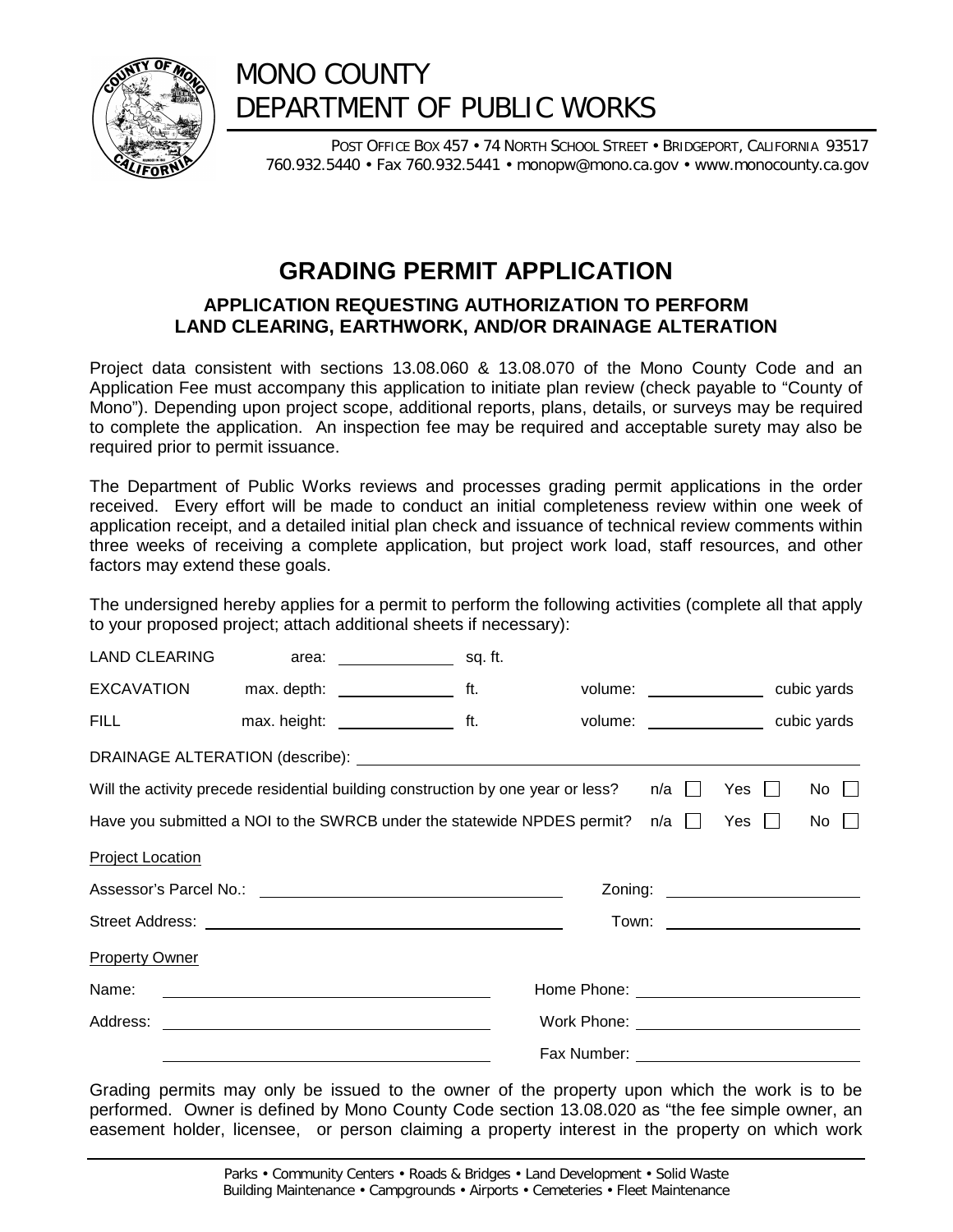# MONO COUNTY
# DEPARTMENT OF PUBLIC WORKS

POST OFFICE BOX 457 • 74 NORTH SCHOOL STREET • BRIDGEPORT, CALIFORNIA 93517
760.932.5440 • Fax 760.932.5441 • monopw@mono.ca.gov • www.monocounty.ca.gov

## GRADING PERMIT APPLICATION

### APPLICATION REQUESTING AUTHORIZATION TO PERFORM LAND CLEARING, EARTHWORK, AND/OR DRAINAGE ALTERATION

Project data consistent with sections 13.08.060 & 13.08.070 of the Mono County Code and an Application Fee must accompany this application to initiate plan review (check payable to "County of Mono"). Depending upon project scope, additional reports, plans, details, or surveys may be required to complete the application. An inspection fee may be required and acceptable surety may also be required prior to permit issuance.

The Department of Public Works reviews and processes grading permit applications in the order received. Every effort will be made to conduct an initial completeness review within one week of application receipt, and a detailed initial plan check and issuance of technical review comments within three weeks of receiving a complete application, but project work load, staff resources, and other factors may extend these goals.

The undersigned hereby applies for a permit to perform the following activities (complete all that apply to your proposed project; attach additional sheets if necessary):

LAND CLEARING area: ______________ sq. ft.

EXCAVATION max. depth: ______________ ft. volume: ______________ cubic yards

FILL max. height: ______________ ft. volume: ______________ cubic yards

DRAINAGE ALTERATION (describe): ______________________________

Will the activity precede residential building construction by one year or less? n/a ☐ Yes ☐ No ☐

Have you submitted a NOI to the SWRCB under the statewide NPDES permit? n/a ☐ Yes ☐ No ☐

Project Location

Assessor's Parcel No.: ______________________ Zoning: ______________

Street Address: ______________________ Town: ______________

Property Owner

Name: ______________________ Home Phone: ______________

Address: ______________________ Work Phone: ______________

______________________ Fax Number: ______________

Grading permits may only be issued to the owner of the property upon which the work is to be performed. Owner is defined by Mono County Code section 13.08.020 as "the fee simple owner, an easement holder, licensee, or person claiming a property interest in the property on which work

Parks • Community Centers • Roads & Bridges • Land Development • Solid Waste
Building Maintenance • Campgrounds • Airports • Cemeteries • Fleet Maintenance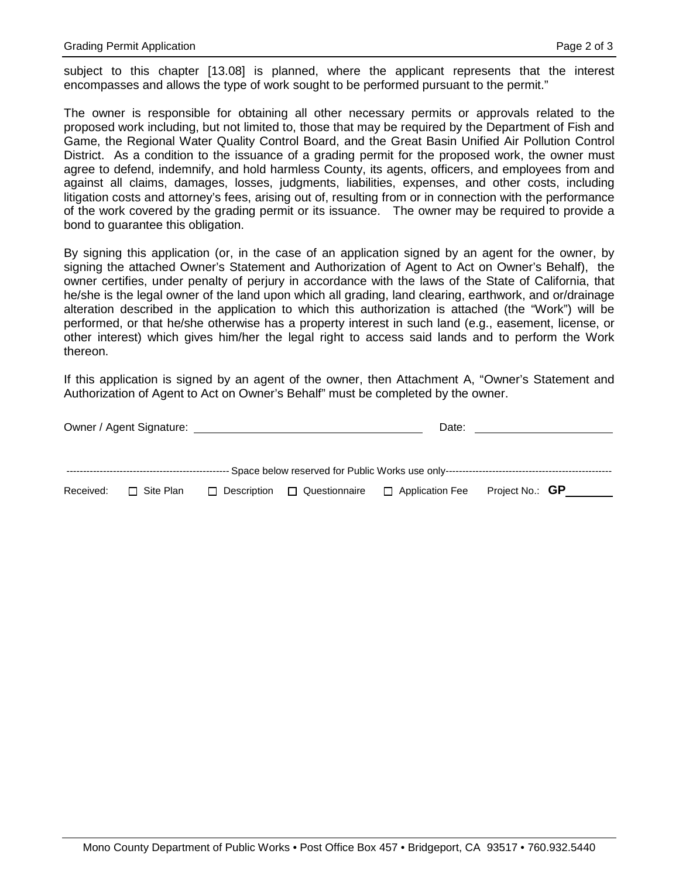subject to this chapter [13.08] is planned, where the applicant represents that the interest encompasses and allows the type of work sought to be performed pursuant to the permit."

The owner is responsible for obtaining all other necessary permits or approvals related to the proposed work including, but not limited to, those that may be required by the Department of Fish and Game, the Regional Water Quality Control Board, and the Great Basin Unified Air Pollution Control District. As a condition to the issuance of a grading permit for the proposed work, the owner must agree to defend, indemnify, and hold harmless County, its agents, officers, and employees from and against all claims, damages, losses, judgments, liabilities, expenses, and other costs, including litigation costs and attorney's fees, arising out of, resulting from or in connection with the performance of the work covered by the grading permit or its issuance. The owner may be required to provide a bond to guarantee this obligation.

By signing this application (or, in the case of an application signed by an agent for the owner, by signing the attached Owner's Statement and Authorization of Agent to Act on Owner's Behalf), the owner certifies, under penalty of perjury in accordance with the laws of the State of California, that he/she is the legal owner of the land upon which all grading, land clearing, earthwork, and or/drainage alteration described in the application to which this authorization is attached (the "Work") will be performed, or that he/she otherwise has a property interest in such land (e.g., easement, license, or other interest) which gives him/her the legal right to access said lands and to perform the Work thereon.

If this application is signed by an agent of the owner, then Attachment A, "Owner's Statement and Authorization of Agent to Act on Owner's Behalf" must be completed by the owner.

Owner / Agent Signature: ______________________________ Date: ____________________

------------------------------------------------ Space below reserved for Public Works use only ------------------------------------------------

Received: ☐ Site Plan ☐ Description ☐ Questionnaire ☐ Application Fee Project No.: **GP**________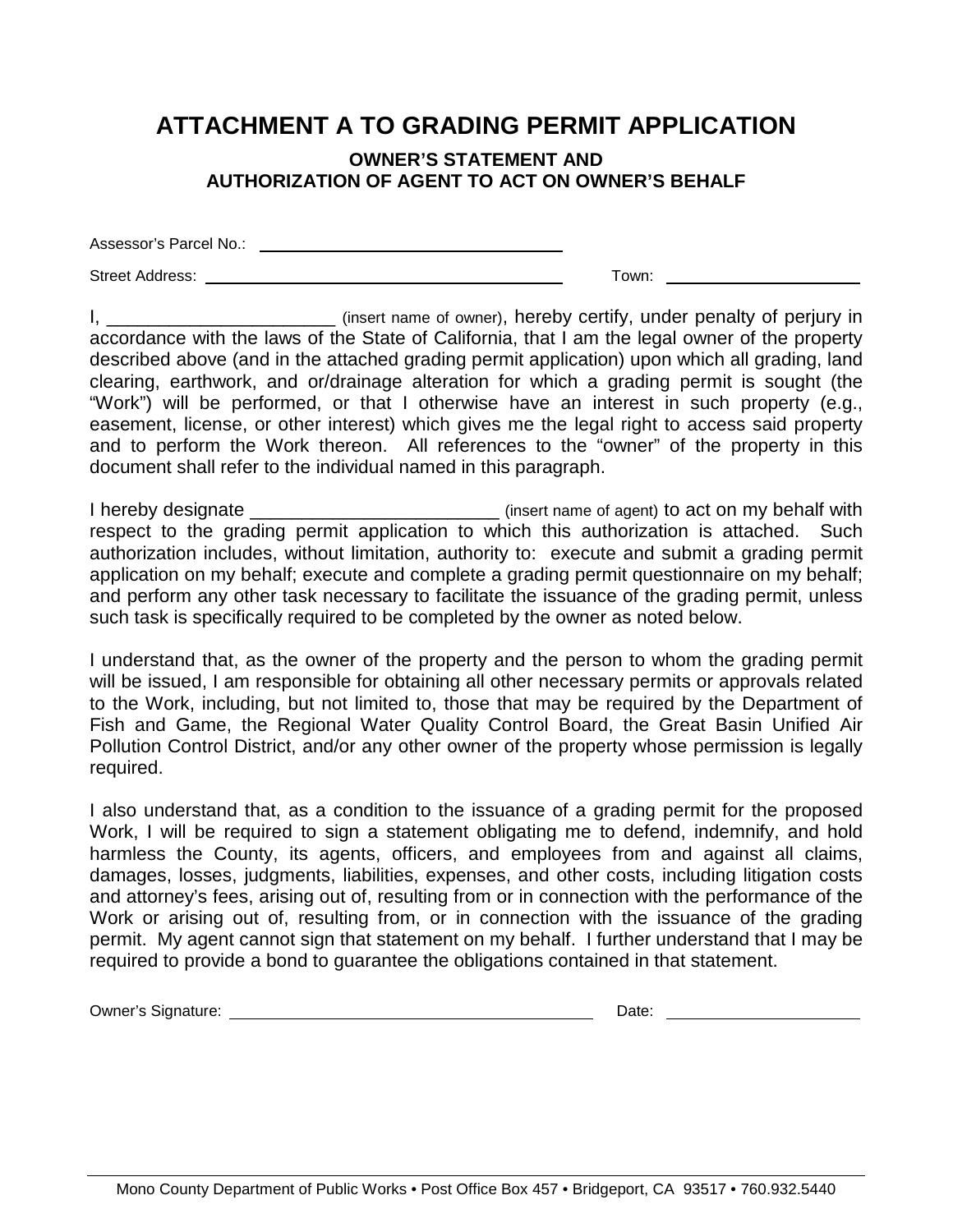# ATTACHMENT A TO GRADING PERMIT APPLICATION

## OWNER'S STATEMENT AND AUTHORIZATION OF AGENT TO ACT ON OWNER'S BEHALF

Assessor's Parcel No.: ______________________________

Street Address: ______________________________ Town: ____________________

I, ______________________ (insert name of owner), hereby certify, under penalty of perjury in accordance with the laws of the State of California, that I am the legal owner of the property described above (and in the attached grading permit application) upon which all grading, land clearing, earthwork, and or/drainage alteration for which a grading permit is sought (the "Work") will be performed, or that I otherwise have an interest in such property (e.g., easement, license, or other interest) which gives me the legal right to access said property and to perform the Work thereon. All references to the "owner" of the property in this document shall refer to the individual named in this paragraph.

I hereby designate ________________________ (insert name of agent) to act on my behalf with respect to the grading permit application to which this authorization is attached. Such authorization includes, without limitation, authority to: execute and submit a grading permit application on my behalf; execute and complete a grading permit questionnaire on my behalf; and perform any other task necessary to facilitate the issuance of the grading permit, unless such task is specifically required to be completed by the owner as noted below.

I understand that, as the owner of the property and the person to whom the grading permit will be issued, I am responsible for obtaining all other necessary permits or approvals related to the Work, including, but not limited to, those that may be required by the Department of Fish and Game, the Regional Water Quality Control Board, the Great Basin Unified Air Pollution Control District, and/or any other owner of the property whose permission is legally required.

I also understand that, as a condition to the issuance of a grading permit for the proposed Work, I will be required to sign a statement obligating me to defend, indemnify, and hold harmless the County, its agents, officers, and employees from and against all claims, damages, losses, judgments, liabilities, expenses, and other costs, including litigation costs and attorney's fees, arising out of, resulting from or in connection with the performance of the Work or arising out of, resulting from, or in connection with the issuance of the grading permit. My agent cannot sign that statement on my behalf. I further understand that I may be required to provide a bond to guarantee the obligations contained in that statement.

Owner's Signature: ______________________________ Date: ____________________

Mono County Department of Public Works • Post Office Box 457 • Bridgeport, CA 93517 • 760.932.5440